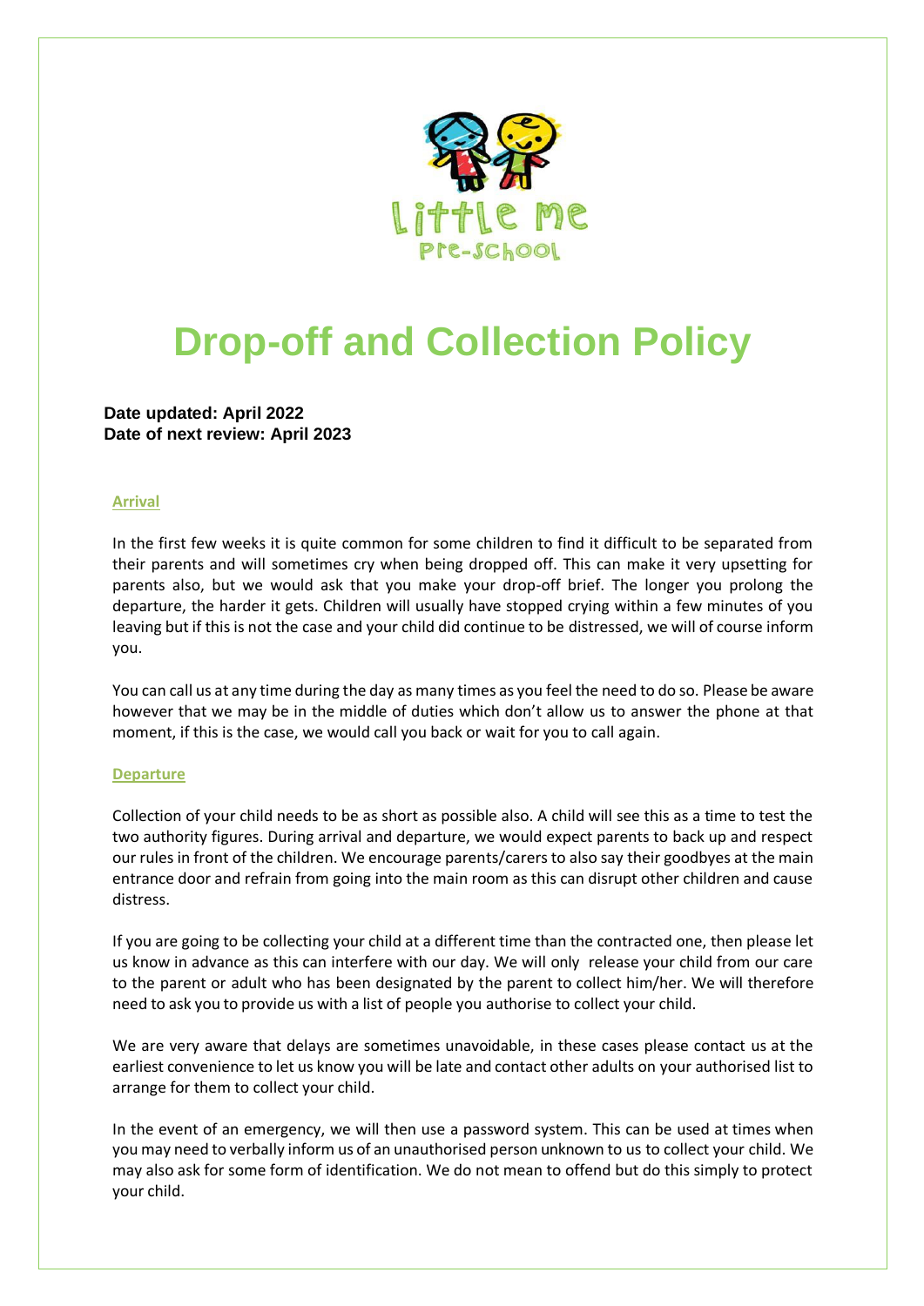Little Me Pre-School

# Drop-off and Collection Policy

**Date updated: April 2022**
**Date of next review: April 2023**

## Arrival

In the first few weeks it is quite common for some children to find it difficult to be separated from their parents and will sometimes cry when being dropped off. This can make it very upsetting for parents also, but we would ask that you make your drop-off brief. The longer you prolong the departure, the harder it gets. Children will usually have stopped crying within a few minutes of you leaving but if this is not the case and your child did continue to be distressed, we will of course inform you.

You can call us at any time during the day as many times as you feel the need to do so. Please be aware however that we may be in the middle of duties which don't allow us to answer the phone at that moment, if this is the case, we would call you back or wait for you to call again.

## Departure

Collection of your child needs to be as short as possible also. A child will see this as a time to test the two authority figures. During arrival and departure, we would expect parents to back up and respect our rules in front of the children. We encourage parents/carers to also say their goodbyes at the main entrance door and refrain from going into the main room as this can disrupt other children and cause distress.

If you are going to be collecting your child at a different time than the contracted one, then please let us know in advance as this can interfere with our day. We will only release your child from our care to the parent or adult who has been designated by the parent to collect him/her. We will therefore need to ask you to provide us with a list of people you authorise to collect your child.

We are very aware that delays are sometimes unavoidable, in these cases please contact us at the earliest convenience to let us know you will be late and contact other adults on your authorised list to arrange for them to collect your child.

In the event of an emergency, we will then use a password system. This can be used at times when you may need to verbally inform us of an unauthorised person unknown to us to collect your child. We may also ask for some form of identification. We do not mean to offend but do this simply to protect your child.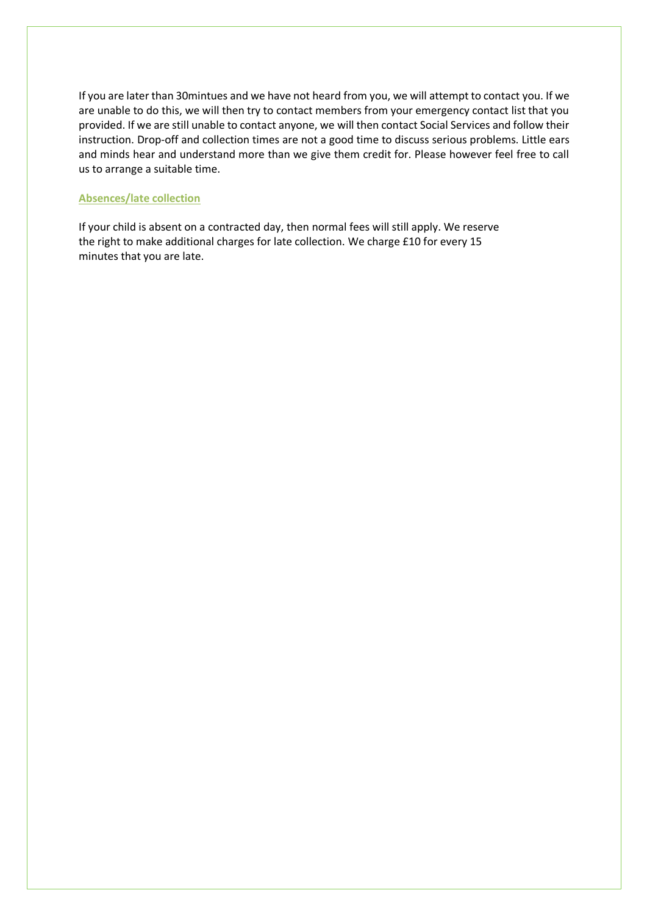If you are later than 30mintues and we have not heard from you, we will attempt to contact you. If we are unable to do this, we will then try to contact members from your emergency contact list that you provided. If we are still unable to contact anyone, we will then contact Social Services and follow their instruction. Drop-off and collection times are not a good time to discuss serious problems. Little ears and minds hear and understand more than we give them credit for. Please however feel free to call us to arrange a suitable time.

### Absences/late collection

If your child is absent on a contracted day, then normal fees will still apply. We reserve the right to make additional charges for late collection. We charge £10 for every 15 minutes that you are late.